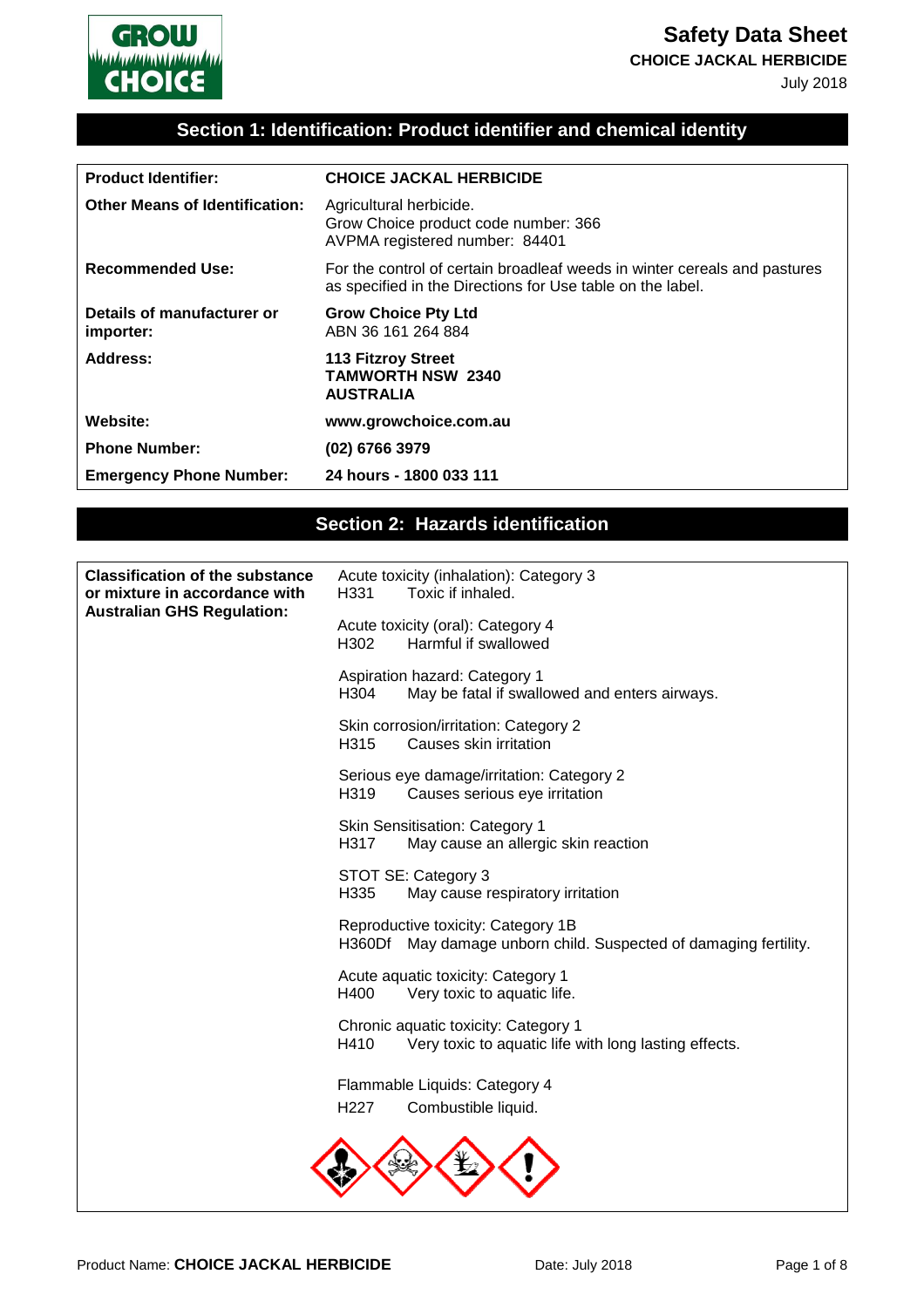# Safety Data Sheet

**CHOICE JACKAL HERBICIDE**

July 2018

## Section 1: Identification: Product identifier and chemical identity

| | |
|---|---|
| **Product Identifier:** | **CHOICE JACKAL HERBICIDE** |
| **Other Means of Identification:** | Agricultural herbicide.<br>Grow Choice product code number: 366<br>AVPMA registered number: 84401 |
| **Recommended Use:** | For the control of certain broadleaf weeds in winter cereals and pastures as specified in the Directions for Use table on the label. |
| **Details of manufacturer or importer:** | **Grow Choice Pty Ltd**<br>ABN 36 161 264 884 |
| **Address:** | **113 Fitzroy Street**<br>**TAMWORTH NSW 2340**<br>**AUSTRALIA** |
| **Website:** | **www.growchoice.com.au** |
| **Phone Number:** | **(02) 6766 3979** |
| **Emergency Phone Number:** | **24 hours - 1800 033 111** |

## Section 2: Hazards identification

**Classification of the substance or mixture in accordance with Australian GHS Regulation:**

Acute toxicity (inhalation): Category 3
H331 Toxic if inhaled.

Acute toxicity (oral): Category 4
H302 Harmful if swallowed

Aspiration hazard: Category 1
H304 May be fatal if swallowed and enters airways.

Skin corrosion/irritation: Category 2
H315 Causes skin irritation

Serious eye damage/irritation: Category 2
H319 Causes serious eye irritation

Skin Sensitisation: Category 1
H317 May cause an allergic skin reaction

STOT SE: Category 3
H335 May cause respiratory irritation

Reproductive toxicity: Category 1B
H360Df May damage unborn child. Suspected of damaging fertility.

Acute aquatic toxicity: Category 1
H400 Very toxic to aquatic life.

Chronic aquatic toxicity: Category 1
H410 Very toxic to aquatic life with long lasting effects.

Flammable Liquids: Category 4
H227 Combustible liquid.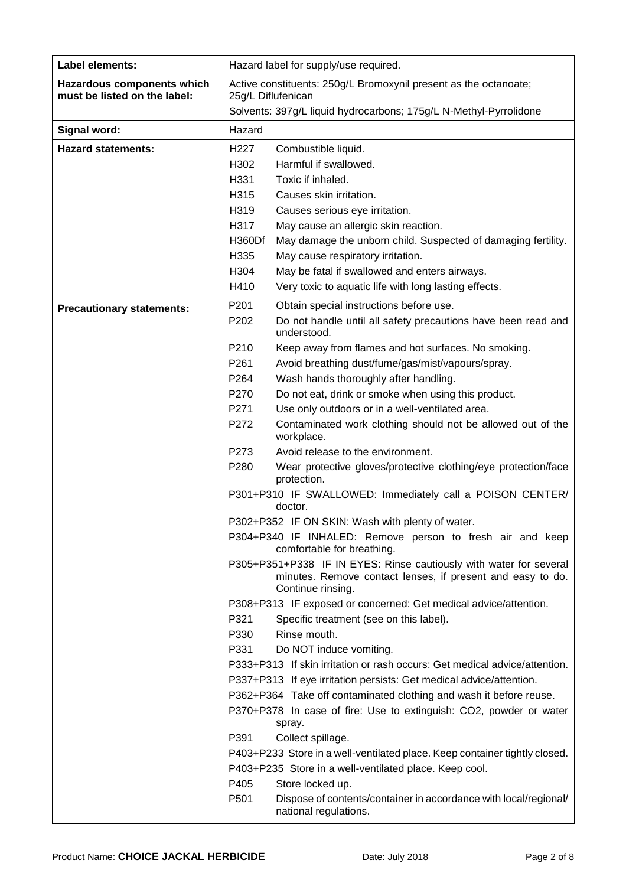| Label elements: | Hazard label for supply/use required. | |
|---|---|---|
| **Hazardous components which must be listed on the label:** | Active constituents: 250g/L Bromoxynil present as the octanoate; 25g/L Diflufenican<br>Solvents: 397g/L liquid hydrocarbons; 175g/L N-Methyl-Pyrrolidone | |
| **Signal word:** | Hazard | |
| **Hazard statements:** | H227 | Combustible liquid. |
| | H302 | Harmful if swallowed. |
| | H331 | Toxic if inhaled. |
| | H315 | Causes skin irritation. |
| | H319 | Causes serious eye irritation. |
| | H317 | May cause an allergic skin reaction. |
| | H360Df | May damage the unborn child. Suspected of damaging fertility. |
| | H335 | May cause respiratory irritation. |
| | H304 | May be fatal if swallowed and enters airways. |
| | H410 | Very toxic to aquatic life with long lasting effects. |
| **Precautionary statements:** | P201 | Obtain special instructions before use. |
| | P202 | Do not handle until all safety precautions have been read and understood. |
| | P210 | Keep away from flames and hot surfaces. No smoking. |
| | P261 | Avoid breathing dust/fume/gas/mist/vapours/spray. |
| | P264 | Wash hands thoroughly after handling. |
| | P270 | Do not eat, drink or smoke when using this product. |
| | P271 | Use only outdoors or in a well-ventilated area. |
| | P272 | Contaminated work clothing should not be allowed out of the workplace. |
| | P273 | Avoid release to the environment. |
| | P280 | Wear protective gloves/protective clothing/eye protection/face protection. |
| | P301+P310 | IF SWALLOWED: Immediately call a POISON CENTER/ doctor. |
| | P302+P352 | IF ON SKIN: Wash with plenty of water. |
| | P304+P340 | IF INHALED: Remove person to fresh air and keep comfortable for breathing. |
| | P305+P351+P338 | IF IN EYES: Rinse cautiously with water for several minutes. Remove contact lenses, if present and easy to do. Continue rinsing. |
| | P308+P313 | IF exposed or concerned: Get medical advice/attention. |
| | P321 | Specific treatment (see on this label). |
| | P330 | Rinse mouth. |
| | P331 | Do NOT induce vomiting. |
| | P333+P313 | If skin irritation or rash occurs: Get medical advice/attention. |
| | P337+P313 | If eye irritation persists: Get medical advice/attention. |
| | P362+P364 | Take off contaminated clothing and wash it before reuse. |
| | P370+P378 | In case of fire: Use to extinguish: CO2, powder or water spray. |
| | P391 | Collect spillage. |
| | P403+P233 | Store in a well-ventilated place. Keep container tightly closed. |
| | P403+P235 | Store in a well-ventilated place. Keep cool. |
| | P405 | Store locked up. |
| | P501 | Dispose of contents/container in accordance with local/regional/ national regulations. |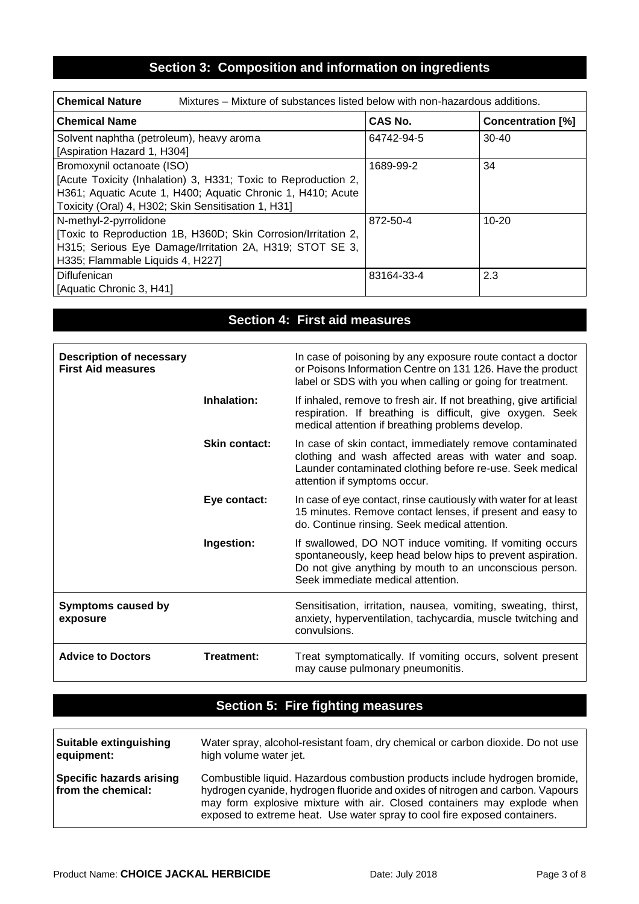## Section 3: Composition and information on ingredients

**Chemical Nature** Mixtures – Mixture of substances listed below with non-hazardous additions.

| Chemical Name | CAS No. | Concentration [%] |
|---|---|---|
| Solvent naphtha (petroleum), heavy aroma [Aspiration Hazard 1, H304] | 64742-94-5 | 30-40 |
| Bromoxynil octanoate (ISO) [Acute Toxicity (Inhalation) 3, H331; Toxic to Reproduction 2, H361; Aquatic Acute 1, H400; Aquatic Chronic 1, H410; Acute Toxicity (Oral) 4, H302; Skin Sensitisation 1, H31] | 1689-99-2 | 34 |
| N-methyl-2-pyrrolidone [Toxic to Reproduction 1B, H360D; Skin Corrosion/Irritation 2, H315; Serious Eye Damage/Irritation 2A, H319; STOT SE 3, H335; Flammable Liquids 4, H227] | 872-50-4 | 10-20 |
| Diflufenican [Aquatic Chronic 3, H41] | 83164-33-4 | 2.3 |

## Section 4: First aid measures

| | | |
|---|---|---|
| **Description of necessary First Aid measures** | | In case of poisoning by any exposure route contact a doctor or Poisons Information Centre on 131 126. Have the product label or SDS with you when calling or going for treatment. |
| | **Inhalation:** | If inhaled, remove to fresh air. If not breathing, give artificial respiration. If breathing is difficult, give oxygen. Seek medical attention if breathing problems develop. |
| | **Skin contact:** | In case of skin contact, immediately remove contaminated clothing and wash affected areas with water and soap. Launder contaminated clothing before re-use. Seek medical attention if symptoms occur. |
| | **Eye contact:** | In case of eye contact, rinse cautiously with water for at least 15 minutes. Remove contact lenses, if present and easy to do. Continue rinsing. Seek medical attention. |
| | **Ingestion:** | If swallowed, DO NOT induce vomiting. If vomiting occurs spontaneously, keep head below hips to prevent aspiration. Do not give anything by mouth to an unconscious person. Seek immediate medical attention. |
| **Symptoms caused by exposure** | | Sensitisation, irritation, nausea, vomiting, sweating, thirst, anxiety, hyperventilation, tachycardia, muscle twitching and convulsions. |
| **Advice to Doctors** | **Treatment:** | Treat symptomatically. If vomiting occurs, solvent present may cause pulmonary pneumonitis. |

## Section 5: Fire fighting measures

| | |
|---|---|
| **Suitable extinguishing equipment:** | Water spray, alcohol-resistant foam, dry chemical or carbon dioxide. Do not use high volume water jet. |
| **Specific hazards arising from the chemical:** | Combustible liquid. Hazardous combustion products include hydrogen bromide, hydrogen cyanide, hydrogen fluoride and oxides of nitrogen and carbon. Vapours may form explosive mixture with air. Closed containers may explode when exposed to extreme heat. Use water spray to cool fire exposed containers. |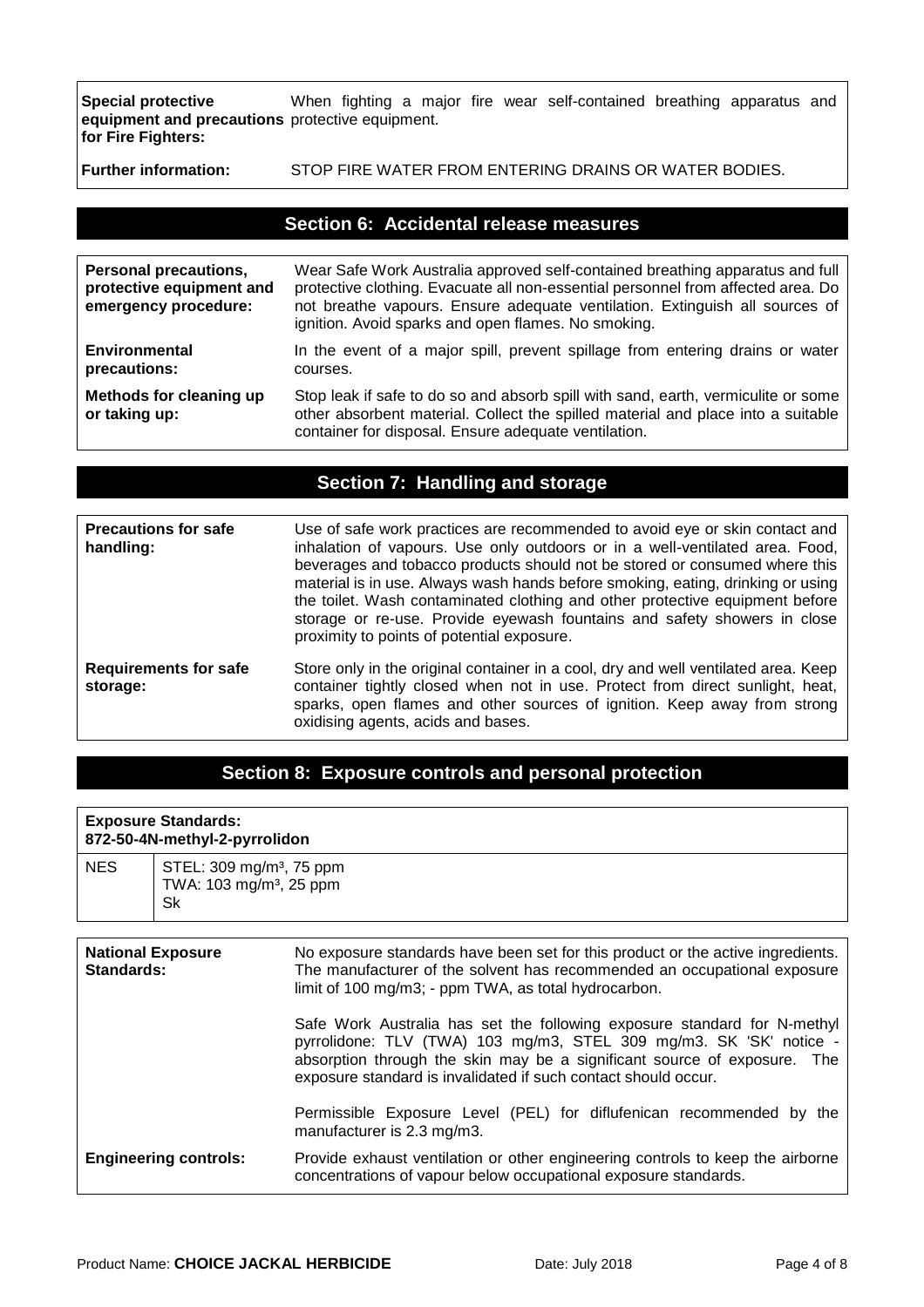| | |
|---|---|
| **Special protective equipment and precautions for Fire Fighters:** | When fighting a major fire wear self-contained breathing apparatus and protective equipment. |
| **Further information:** | STOP FIRE WATER FROM ENTERING DRAINS OR WATER BODIES. |

## Section 6: Accidental release measures

| | |
|---|---|
| **Personal precautions, protective equipment and emergency procedure:** | Wear Safe Work Australia approved self-contained breathing apparatus and full protective clothing. Evacuate all non-essential personnel from affected area. Do not breathe vapours. Ensure adequate ventilation. Extinguish all sources of ignition. Avoid sparks and open flames. No smoking. |
| **Environmental precautions:** | In the event of a major spill, prevent spillage from entering drains or water courses. |
| **Methods for cleaning up or taking up:** | Stop leak if safe to do so and absorb spill with sand, earth, vermiculite or some other absorbent material. Collect the spilled material and place into a suitable container for disposal. Ensure adequate ventilation. |

## Section 7: Handling and storage

| | |
|---|---|
| **Precautions for safe handling:** | Use of safe work practices are recommended to avoid eye or skin contact and inhalation of vapours. Use only outdoors or in a well-ventilated area. Food, beverages and tobacco products should not be stored or consumed where this material is in use. Always wash hands before smoking, eating, drinking or using the toilet. Wash contaminated clothing and other protective equipment before storage or re-use. Provide eyewash fountains and safety showers in close proximity to points of potential exposure. |
| **Requirements for safe storage:** | Store only in the original container in a cool, dry and well ventilated area. Keep container tightly closed when not in use. Protect from direct sunlight, heat, sparks, open flames and other sources of ignition. Keep away from strong oxidising agents, acids and bases. |

## Section 8: Exposure controls and personal protection

**Exposure Standards:**
**872-50-4N-methyl-2-pyrrolidon**

| | |
|---|---|
| NES | STEL: 309 mg/m³, 75 ppm<br>TWA: 103 mg/m³, 25 ppm<br>Sk |

| | |
|---|---|
| **National Exposure Standards:** | No exposure standards have been set for this product or the active ingredients. The manufacturer of the solvent has recommended an occupational exposure limit of 100 mg/m3; - ppm TWA, as total hydrocarbon.<br><br>Safe Work Australia has set the following exposure standard for N-methyl pyrrolidone: TLV (TWA) 103 mg/m3, STEL 309 mg/m3. SK 'SK' notice - absorption through the skin may be a significant source of exposure. The exposure standard is invalidated if such contact should occur.<br><br>Permissible Exposure Level (PEL) for diflufenican recommended by the manufacturer is 2.3 mg/m3. |
| **Engineering controls:** | Provide exhaust ventilation or other engineering controls to keep the airborne concentrations of vapour below occupational exposure standards. |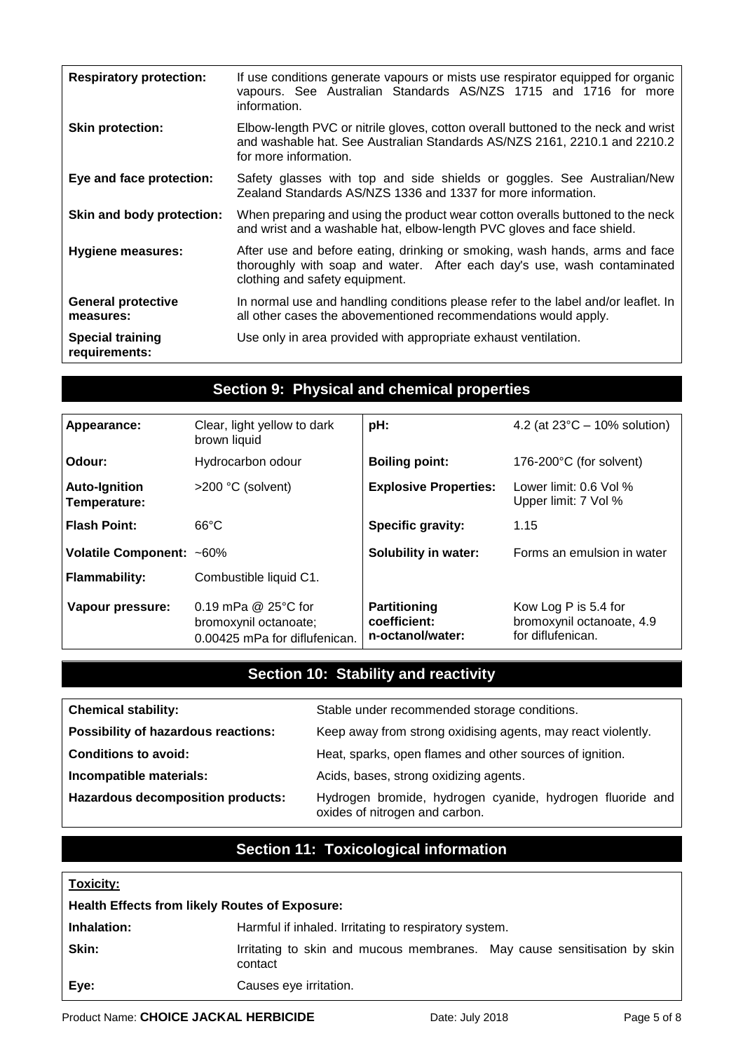| | |
|---|---|
| **Respiratory protection:** | If use conditions generate vapours or mists use respirator equipped for organic vapours. See Australian Standards AS/NZS 1715 and 1716 for more information. |
| **Skin protection:** | Elbow-length PVC or nitrile gloves, cotton overall buttoned to the neck and wrist and washable hat. See Australian Standards AS/NZS 2161, 2210.1 and 2210.2 for more information. |
| **Eye and face protection:** | Safety glasses with top and side shields or goggles. See Australian/New Zealand Standards AS/NZS 1336 and 1337 for more information. |
| **Skin and body protection:** | When preparing and using the product wear cotton overalls buttoned to the neck and wrist and a washable hat, elbow-length PVC gloves and face shield. |
| **Hygiene measures:** | After use and before eating, drinking or smoking, wash hands, arms and face thoroughly with soap and water. After each day's use, wash contaminated clothing and safety equipment. |
| **General protective measures:** | In normal use and handling conditions please refer to the label and/or leaflet. In all other cases the abovementioned recommendations would apply. |
| **Special training requirements:** | Use only in area provided with appropriate exhaust ventilation. |

## Section 9: Physical and chemical properties

| | | | |
|---|---|---|---|
| **Appearance:** | Clear, light yellow to dark brown liquid | **pH:** | 4.2 (at 23°C – 10% solution) |
| **Odour:** | Hydrocarbon odour | **Boiling point:** | 176-200°C (for solvent) |
| **Auto-Ignition Temperature:** | >200 °C (solvent) | **Explosive Properties:** | Lower limit: 0.6 Vol %<br>Upper limit: 7 Vol % |
| **Flash Point:** | 66°C | **Specific gravity:** | 1.15 |
| **Volatile Component:** | ~60% | **Solubility in water:** | Forms an emulsion in water |
| **Flammability:** | Combustible liquid C1. | | |
| **Vapour pressure:** | 0.19 mPa @ 25°C for bromoxynil octanoate; 0.00425 mPa for diflufenican. | **Partitioning coefficient: n-octanol/water:** | Kow Log P is 5.4 for bromoxynil octanoate, 4.9 for diflufenican. |

## Section 10: Stability and reactivity

| | |
|---|---|
| **Chemical stability:** | Stable under recommended storage conditions. |
| **Possibility of hazardous reactions:** | Keep away from strong oxidising agents, may react violently. |
| **Conditions to avoid:** | Heat, sparks, open flames and other sources of ignition. |
| **Incompatible materials:** | Acids, bases, strong oxidizing agents. |
| **Hazardous decomposition products:** | Hydrogen bromide, hydrogen cyanide, hydrogen fluoride and oxides of nitrogen and carbon. |

## Section 11: Toxicological information

**Toxicity:**

**Health Effects from likely Routes of Exposure:**

| | |
|---|---|
| **Inhalation:** | Harmful if inhaled. Irritating to respiratory system. |
| **Skin:** | Irritating to skin and mucous membranes. May cause sensitisation by skin contact |
| **Eye:** | Causes eye irritation. |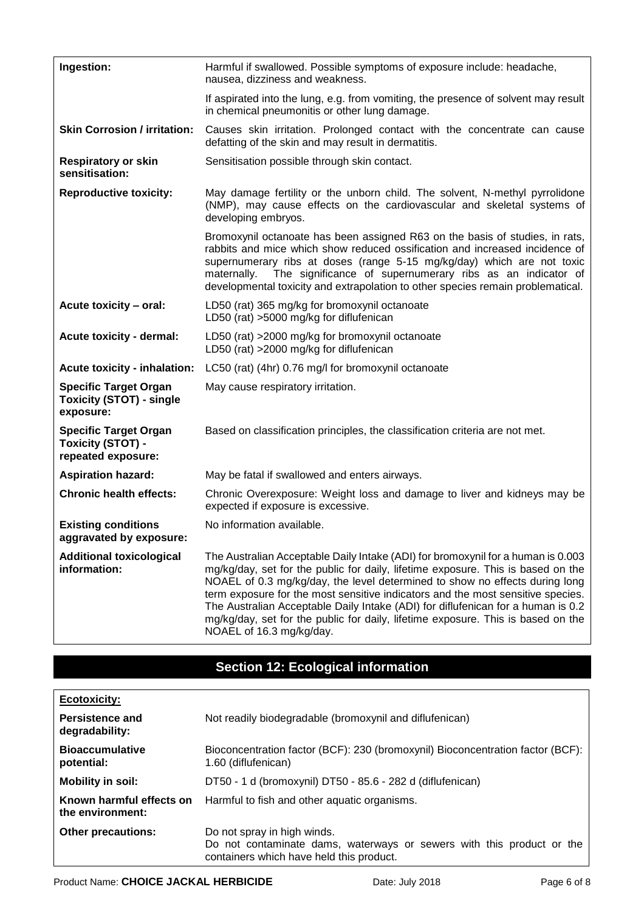| | |
|---|---|
| **Ingestion:** | Harmful if swallowed. Possible symptoms of exposure include: headache, nausea, dizziness and weakness.<br><br>If aspirated into the lung, e.g. from vomiting, the presence of solvent may result in chemical pneumonitis or other lung damage. |
| **Skin Corrosion / irritation:** | Causes skin irritation. Prolonged contact with the concentrate can cause defatting of the skin and may result in dermatitis. |
| **Respiratory or skin sensitisation:** | Sensitisation possible through skin contact. |
| **Reproductive toxicity:** | May damage fertility or the unborn child. The solvent, N-methyl pyrrolidone (NMP), may cause effects on the cardiovascular and skeletal systems of developing embryos.<br><br>Bromoxynil octanoate has been assigned R63 on the basis of studies, in rats, rabbits and mice which show reduced ossification and increased incidence of supernumerary ribs at doses (range 5-15 mg/kg/day) which are not toxic maternally. The significance of supernumerary ribs as an indicator of developmental toxicity and extrapolation to other species remain problematical. |
| **Acute toxicity – oral:** | LD50 (rat) 365 mg/kg for bromoxynil octanoate<br>LD50 (rat) >5000 mg/kg for diflufenican |
| **Acute toxicity - dermal:** | LD50 (rat) >2000 mg/kg for bromoxynil octanoate<br>LD50 (rat) >2000 mg/kg for diflufenican |
| **Acute toxicity - inhalation:** | LC50 (rat) (4hr) 0.76 mg/l for bromoxynil octanoate |
| **Specific Target Organ Toxicity (STOT) - single exposure:** | May cause respiratory irritation. |
| **Specific Target Organ Toxicity (STOT) - repeated exposure:** | Based on classification principles, the classification criteria are not met. |
| **Aspiration hazard:** | May be fatal if swallowed and enters airways. |
| **Chronic health effects:** | Chronic Overexposure: Weight loss and damage to liver and kidneys may be expected if exposure is excessive. |
| **Existing conditions aggravated by exposure:** | No information available. |
| **Additional toxicological information:** | The Australian Acceptable Daily Intake (ADI) for bromoxynil for a human is 0.003 mg/kg/day, set for the public for daily, lifetime exposure. This is based on the NOAEL of 0.3 mg/kg/day, the level determined to show no effects during long term exposure for the most sensitive indicators and the most sensitive species. The Australian Acceptable Daily Intake (ADI) for diflufenican for a human is 0.2 mg/kg/day, set for the public for daily, lifetime exposure. This is based on the NOAEL of 16.3 mg/kg/day. |

## Section 12: Ecological information

| **Ecotoxicity:** | |
|---|---|
| **Persistence and degradability:** | Not readily biodegradable (bromoxynil and diflufenican) |
| **Bioaccumulative potential:** | Bioconcentration factor (BCF): 230 (bromoxynil) Bioconcentration factor (BCF): 1.60 (diflufenican) |
| **Mobility in soil:** | DT50 - 1 d (bromoxynil) DT50 - 85.6 - 282 d (diflufenican) |
| **Known harmful effects on the environment:** | Harmful to fish and other aquatic organisms. |
| **Other precautions:** | Do not spray in high winds.<br>Do not contaminate dams, waterways or sewers with this product or the containers which have held this product. |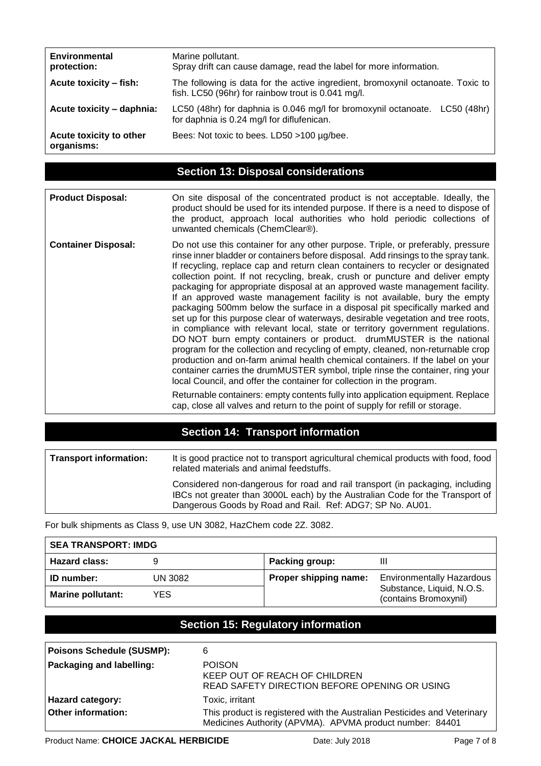| | |
|---|---|
| **Environmental protection:** | Marine pollutant.<br>Spray drift can cause damage, read the label for more information. |
| **Acute toxicity – fish:** | The following is data for the active ingredient, bromoxynil octanoate. Toxic to fish. LC50 (96hr) for rainbow trout is 0.041 mg/l. |
| **Acute toxicity – daphnia:** | LC50 (48hr) for daphnia is 0.046 mg/l for bromoxynil octanoate. LC50 (48hr) for daphnia is 0.24 mg/l for diflufenican. |
| **Acute toxicity to other organisms:** | Bees: Not toxic to bees. LD50 >100 µg/bee. |

## Section 13: Disposal considerations

| | |
|---|---|
| **Product Disposal:** | On site disposal of the concentrated product is not acceptable. Ideally, the product should be used for its intended purpose. If there is a need to dispose of the product, approach local authorities who hold periodic collections of unwanted chemicals (ChemClear®). |
| **Container Disposal:** | Do not use this container for any other purpose. Triple, or preferably, pressure rinse inner bladder or containers before disposal. Add rinsings to the spray tank. If recycling, replace cap and return clean containers to recycler or designated collection point. If not recycling, break, crush or puncture and deliver empty packaging for appropriate disposal at an approved waste management facility. If an approved waste management facility is not available, bury the empty packaging 500mm below the surface in a disposal pit specifically marked and set up for this purpose clear of waterways, desirable vegetation and tree roots, in compliance with relevant local, state or territory government regulations. DO NOT burn empty containers or product. drumMUSTER is the national program for the collection and recycling of empty, cleaned, non-returnable crop production and on-farm animal health chemical containers. If the label on your container carries the drumMUSTER symbol, triple rinse the container, ring your local Council, and offer the container for collection in the program.<br><br>Returnable containers: empty contents fully into application equipment. Replace cap, close all valves and return to the point of supply for refill or storage. |

## Section 14: Transport information

| | |
|---|---|
| **Transport information:** | It is good practice not to transport agricultural chemical products with food, food related materials and animal feedstuffs.<br><br>Considered non-dangerous for road and rail transport (in packaging, including IBCs not greater than 3000L each) by the Australian Code for the Transport of Dangerous Goods by Road and Rail. Ref: ADG7; SP No. AU01. |

For bulk shipments as Class 9, use UN 3082, HazChem code 2Z. 3082.

| **SEA TRANSPORT: IMDG** | | | |
|---|---|---|---|
| **Hazard class:** | 9 | **Packing group:** | III |
| **ID number:** | UN 3082 | **Proper shipping name:** | Environmentally Hazardous Substance, Liquid, N.O.S. (contains Bromoxynil) |
| **Marine pollutant:** | YES | | |

## Section 15: Regulatory information

| | |
|---|---|
| **Poisons Schedule (SUSMP):** | 6 |
| **Packaging and labelling:** | POISON<br>KEEP OUT OF REACH OF CHILDREN<br>READ SAFETY DIRECTION BEFORE OPENING OR USING |
| **Hazard category:** | Toxic, irritant |
| **Other information:** | This product is registered with the Australian Pesticides and Veterinary Medicines Authority (APVMA). APVMA product number: 84401 |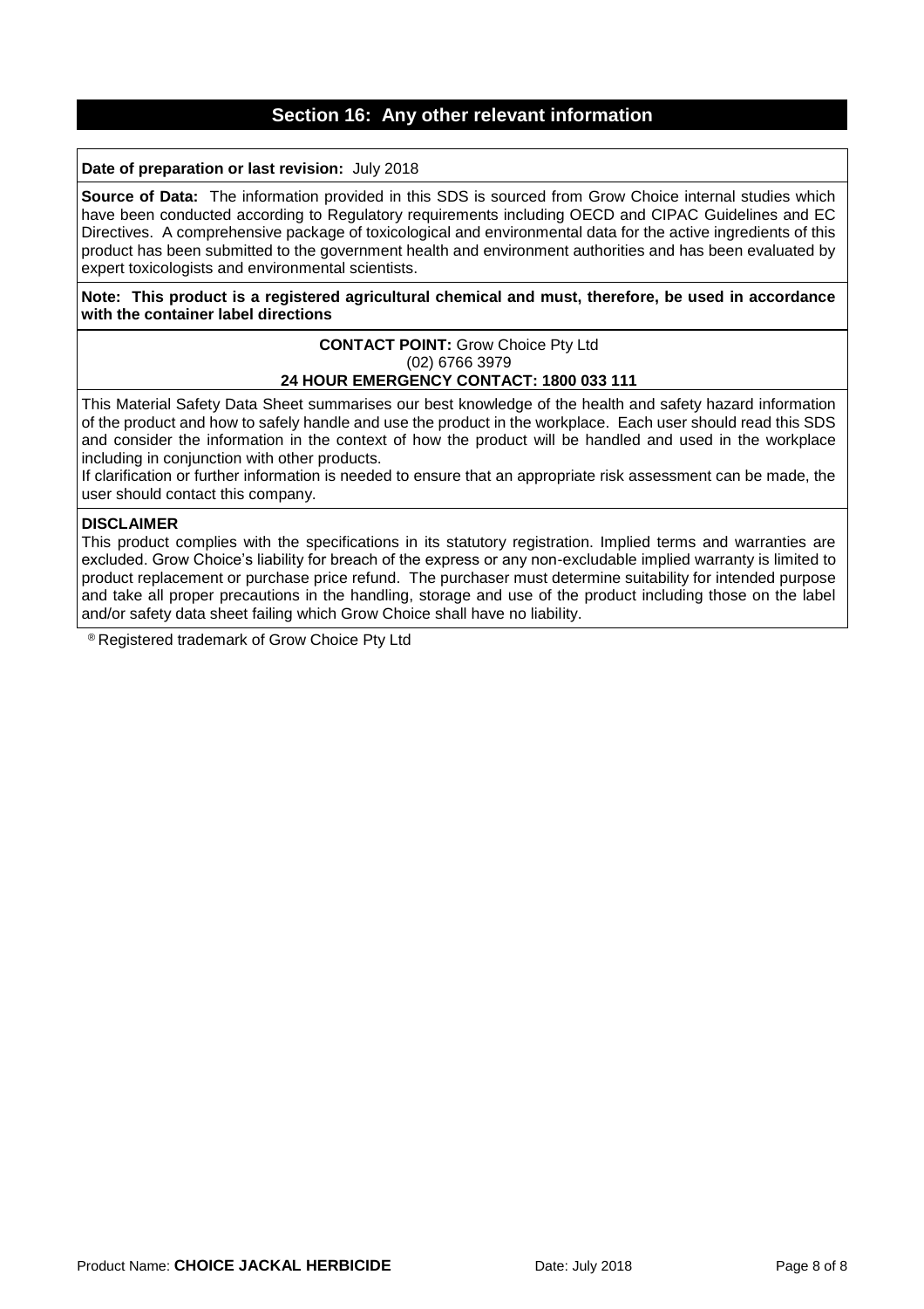## Section 16: Any other relevant information

**Date of preparation or last revision:** July 2018

**Source of Data:** The information provided in this SDS is sourced from Grow Choice internal studies which have been conducted according to Regulatory requirements including OECD and CIPAC Guidelines and EC Directives. A comprehensive package of toxicological and environmental data for the active ingredients of this product has been submitted to the government health and environment authorities and has been evaluated by expert toxicologists and environmental scientists.

**Note: This product is a registered agricultural chemical and must, therefore, be used in accordance with the container label directions**

**CONTACT POINT:** Grow Choice Pty Ltd
(02) 6766 3979
**24 HOUR EMERGENCY CONTACT: 1800 033 111**

This Material Safety Data Sheet summarises our best knowledge of the health and safety hazard information of the product and how to safely handle and use the product in the workplace. Each user should read this SDS and consider the information in the context of how the product will be handled and used in the workplace including in conjunction with other products.
If clarification or further information is needed to ensure that an appropriate risk assessment can be made, the user should contact this company.

**DISCLAIMER**
This product complies with the specifications in its statutory registration. Implied terms and warranties are excluded. Grow Choice's liability for breach of the express or any non-excludable implied warranty is limited to product replacement or purchase price refund. The purchaser must determine suitability for intended purpose and take all proper precautions in the handling, storage and use of the product including those on the label and/or safety data sheet failing which Grow Choice shall have no liability.

® Registered trademark of Grow Choice Pty Ltd